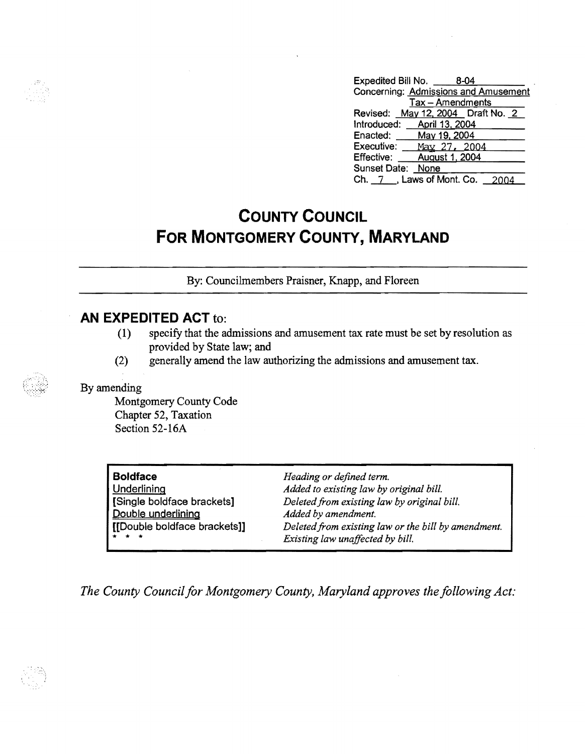Expedited Bill No. 8-04
Concerning: Admissions and Amusement Tax – Amendments
Revised: May 12, 2004 Draft No. 2
Introduced: April 13, 2004
Enacted: May 19, 2004
Executive: May 27, 2004
Effective: August 1, 2004
Sunset Date: None
Ch. 7 , Laws of Mont. Co. 2004

# COUNTY COUNCIL FOR MONTGOMERY COUNTY, MARYLAND

By: Councilmembers Praisner, Knapp, and Floreen

## AN EXPEDITED ACT to:

(1) specify that the admissions and amusement tax rate must be set by resolution as provided by State law; and

(2) generally amend the law authorizing the admissions and amusement tax.

By amending

Montgomery County Code
Chapter 52, Taxation
Section 52-16A

| | |
|---|---|
| **Boldface** | *Heading or defined term.* |
| Underlining | *Added to existing law by original bill.* |
| [Single boldface brackets] | *Deleted from existing law by original bill.* |
| Double underlining | *Added by amendment.* |
| [[Double boldface brackets]] | *Deleted from existing law or the bill by amendment.* |
| * * * | *Existing law unaffected by bill.* |

*The County Council for Montgomery County, Maryland approves the following Act:*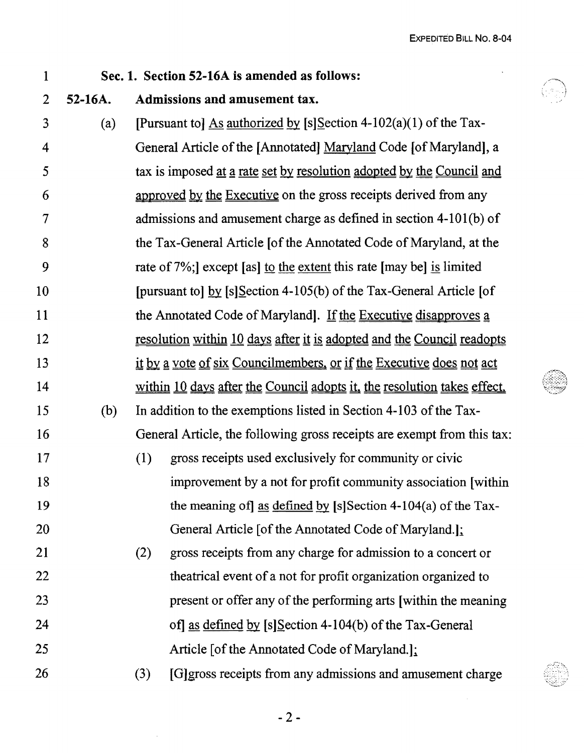**Sec. 1. Section 52-16A is amended as follows:**

**52-16A. Admissions and amusement tax.**

(a) [Pursuant to] As authorized by [s]Section 4-102(a)(1) of the Tax-General Article of the [Annotated] Maryland Code [of Maryland], a tax is imposed at a rate set by resolution adopted by the Council and approved by the Executive on the gross receipts derived from any admissions and amusement charge as defined in section 4-101(b) of the Tax-General Article [of the Annotated Code of Maryland, at the rate of 7%;] except [as] to the extent this rate [may be] is limited [pursuant to] by [s]Section 4-105(b) of the Tax-General Article [of the Annotated Code of Maryland]. If the Executive disapproves a resolution within 10 days after it is adopted and the Council readopts it by a vote of six Councilmembers, or if the Executive does not act within 10 days after the Council adopts it, the resolution takes effect.

(b) In addition to the exemptions listed in Section 4-103 of the Tax-General Article, the following gross receipts are exempt from this tax:

(1) gross receipts used exclusively for community or civic improvement by a not for profit community association [within the meaning of] as defined by [s]Section 4-104(a) of the Tax-General Article [of the Annotated Code of Maryland.];

(2) gross receipts from any charge for admission to a concert or theatrical event of a not for profit organization organized to present or offer any of the performing arts [within the meaning of] as defined by [s]Section 4-104(b) of the Tax-General Article [of the Annotated Code of Maryland.];

(3) [G]gross receipts from any admissions and amusement charge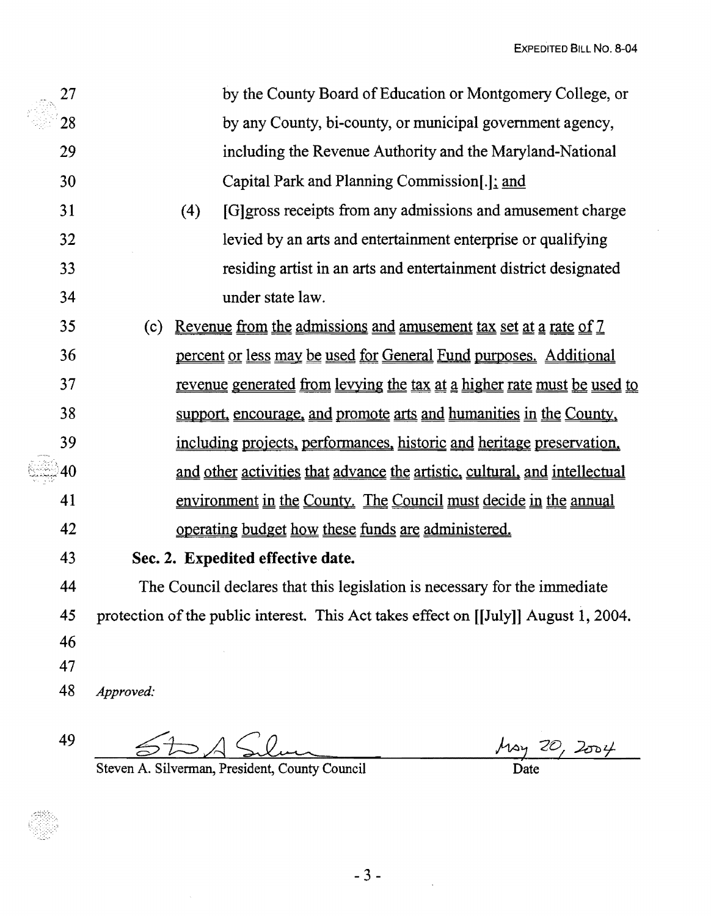27 by the County Board of Education or Montgomery College, or
28 by any County, bi-county, or municipal government agency,
29 including the Revenue Authority and the Maryland-National
30 Capital Park and Planning Commission[.]; and

31 (4) [G]gross receipts from any admissions and amusement charge
32 levied by an arts and entertainment enterprise or qualifying
33 residing artist in an arts and entertainment district designated
34 under state law.

35 (c) Revenue from the admissions and amusement tax set at a rate of 7
36 percent or less may be used for General Fund purposes. Additional
37 revenue generated from levying the tax at a higher rate must be used to
38 support, encourage, and promote arts and humanities in the County,
39 including projects, performances, historic and heritage preservation,
40 and other activities that advance the artistic, cultural, and intellectual
41 environment in the County. The Council must decide in the annual
42 operating budget how these funds are administered.

43 **Sec. 2. Expedited effective date.**

44 The Council declares that this legislation is necessary for the immediate
45 protection of the public interest. This Act takes effect on [[July]] August 1, 2004.

46

47

48 *Approved:*

49 Steven A. Silverman — May 20, 2004

Steven A. Silverman, President, County Council — Date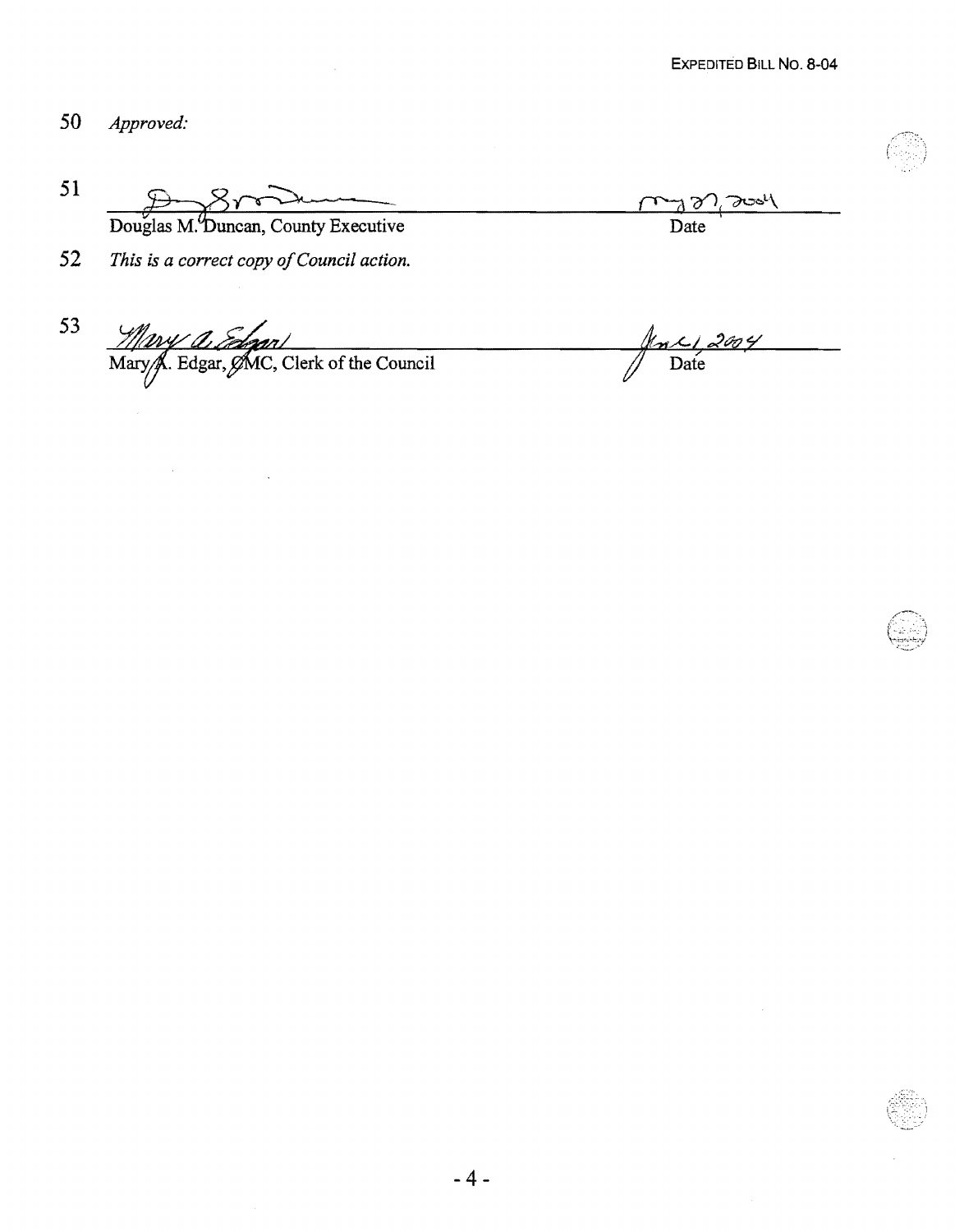50 *Approved:*

51 Douglas M. Duncan, County Executive — May 27, 2004 — Date

52 *This is a correct copy of Council action.*

53 Mary A. Edgar, CMC, Clerk of the Council — June 1, 2004 — Date